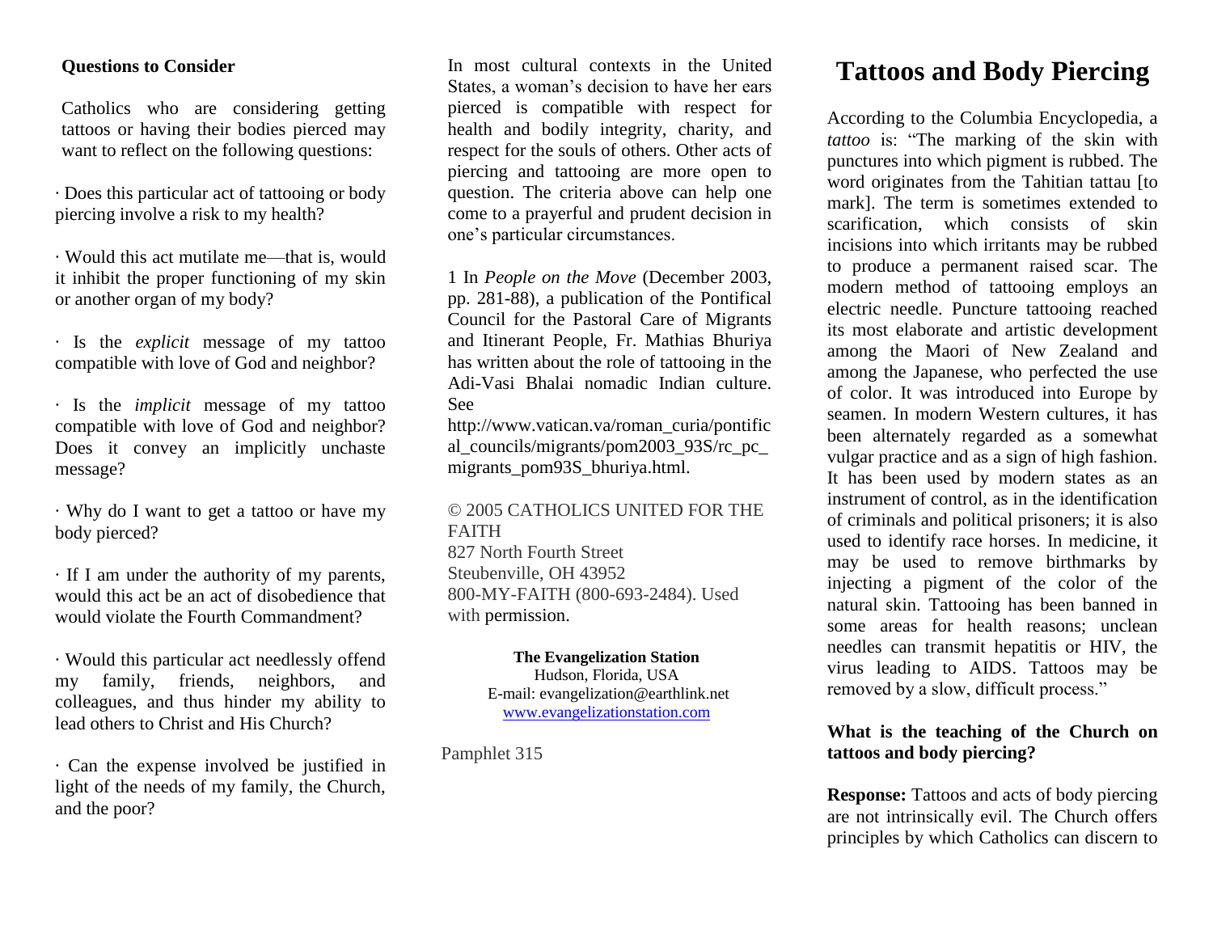**Questions to Consider**

Catholics who are considering getting tattoos or having their bodies pierced may want to reflect on the following questions:

· Does this particular act of tattooing or body piercing involve a risk to my health?

· Would this act mutilate me—that is, would it inhibit the proper functioning of my skin or another organ of my body?

· Is the *explicit* message of my tattoo compatible with love of God and neighbor?

· Is the *implicit* message of my tattoo compatible with love of God and neighbor? Does it convey an implicitly unchaste message?

· Why do I want to get a tattoo or have my body pierced?

· If I am under the authority of my parents, would this act be an act of disobedience that would violate the Fourth Commandment?

· Would this particular act needlessly offend my family, friends, neighbors, and colleagues, and thus hinder my ability to lead others to Christ and His Church?

· Can the expense involved be justified in light of the needs of my family, the Church, and the poor?

In most cultural contexts in the United States, a woman's decision to have her ears pierced is compatible with respect for health and bodily integrity, charity, and respect for the souls of others. Other acts of piercing and tattooing are more open to question. The criteria above can help one come to a prayerful and prudent decision in one's particular circumstances.

1 In *People on the Move* (December 2003, pp. 281-88), a publication of the Pontifical Council for the Pastoral Care of Migrants and Itinerant People, Fr. Mathias Bhuriya has written about the role of tattooing in the Adi-Vasi Bhalai nomadic Indian culture. See http://www.vatican.va/roman_curia/pontifical_councils/migrants/pom2003_93S/rc_pc_migrants_pom93S_bhuriya.html.

© 2005 CATHOLICS UNITED FOR THE FAITH
827 North Fourth Street
Steubenville, OH 43952
800-MY-FAITH (800-693-2484). Used with permission.

**The Evangelization Station**
Hudson, Florida, USA
E-mail: evangelization@earthlink.net
www.evangelizationstation.com

Pamphlet 315

# Tattoos and Body Piercing

According to the Columbia Encyclopedia, a *tattoo* is: "The marking of the skin with punctures into which pigment is rubbed. The word originates from the Tahitian tattau [to mark]. The term is sometimes extended to scarification, which consists of skin incisions into which irritants may be rubbed to produce a permanent raised scar. The modern method of tattooing employs an electric needle. Puncture tattooing reached its most elaborate and artistic development among the Maori of New Zealand and among the Japanese, who perfected the use of color. It was introduced into Europe by seamen. In modern Western cultures, it has been alternately regarded as a somewhat vulgar practice and as a sign of high fashion. It has been used by modern states as an instrument of control, as in the identification of criminals and political prisoners; it is also used to identify race horses. In medicine, it may be used to remove birthmarks by injecting a pigment of the color of the natural skin. Tattooing has been banned in some areas for health reasons; unclean needles can transmit hepatitis or HIV, the virus leading to AIDS. Tattoos may be removed by a slow, difficult process."

**What is the teaching of the Church on tattoos and body piercing?**

**Response:** Tattoos and acts of body piercing are not intrinsically evil. The Church offers principles by which Catholics can discern to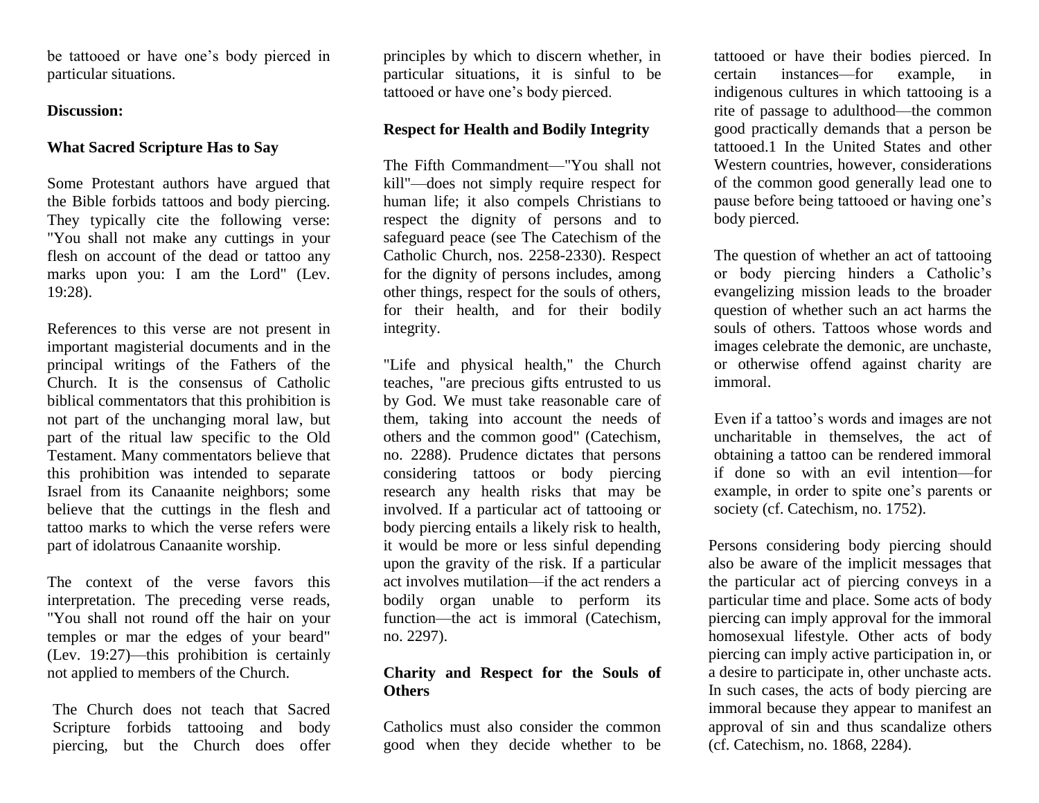be tattooed or have one's body pierced in particular situations.

**Discussion:**

**What Sacred Scripture Has to Say**

Some Protestant authors have argued that the Bible forbids tattoos and body piercing. They typically cite the following verse: "You shall not make any cuttings in your flesh on account of the dead or tattoo any marks upon you: I am the Lord" (Lev. 19:28).

References to this verse are not present in important magisterial documents and in the principal writings of the Fathers of the Church. It is the consensus of Catholic biblical commentators that this prohibition is not part of the unchanging moral law, but part of the ritual law specific to the Old Testament. Many commentators believe that this prohibition was intended to separate Israel from its Canaanite neighbors; some believe that the cuttings in the flesh and tattoo marks to which the verse refers were part of idolatrous Canaanite worship.

The context of the verse favors this interpretation. The preceding verse reads, "You shall not round off the hair on your temples or mar the edges of your beard" (Lev. 19:27)—this prohibition is certainly not applied to members of the Church.

The Church does not teach that Sacred Scripture forbids tattooing and body piercing, but the Church does offer principles by which to discern whether, in particular situations, it is sinful to be tattooed or have one's body pierced.

**Respect for Health and Bodily Integrity**

The Fifth Commandment—"You shall not kill"—does not simply require respect for human life; it also compels Christians to respect the dignity of persons and to safeguard peace (see The Catechism of the Catholic Church, nos. 2258-2330). Respect for the dignity of persons includes, among other things, respect for the souls of others, for their health, and for their bodily integrity.

"Life and physical health," the Church teaches, "are precious gifts entrusted to us by God. We must take reasonable care of them, taking into account the needs of others and the common good" (Catechism, no. 2288). Prudence dictates that persons considering tattoos or body piercing research any health risks that may be involved. If a particular act of tattooing or body piercing entails a likely risk to health, it would be more or less sinful depending upon the gravity of the risk. If a particular act involves mutilation—if the act renders a bodily organ unable to perform its function—the act is immoral (Catechism, no. 2297).

**Charity and Respect for the Souls of Others**

Catholics must also consider the common good when they decide whether to be tattooed or have their bodies pierced. In certain instances—for example, in indigenous cultures in which tattooing is a rite of passage to adulthood—the common good practically demands that a person be tattooed.1 In the United States and other Western countries, however, considerations of the common good generally lead one to pause before being tattooed or having one's body pierced.

The question of whether an act of tattooing or body piercing hinders a Catholic's evangelizing mission leads to the broader question of whether such an act harms the souls of others. Tattoos whose words and images celebrate the demonic, are unchaste, or otherwise offend against charity are immoral.

Even if a tattoo's words and images are not uncharitable in themselves, the act of obtaining a tattoo can be rendered immoral if done so with an evil intention—for example, in order to spite one's parents or society (cf. Catechism, no. 1752).

Persons considering body piercing should also be aware of the implicit messages that the particular act of piercing conveys in a particular time and place. Some acts of body piercing can imply approval for the immoral homosexual lifestyle. Other acts of body piercing can imply active participation in, or a desire to participate in, other unchaste acts. In such cases, the acts of body piercing are immoral because they appear to manifest an approval of sin and thus scandalize others (cf. Catechism, no. 1868, 2284).